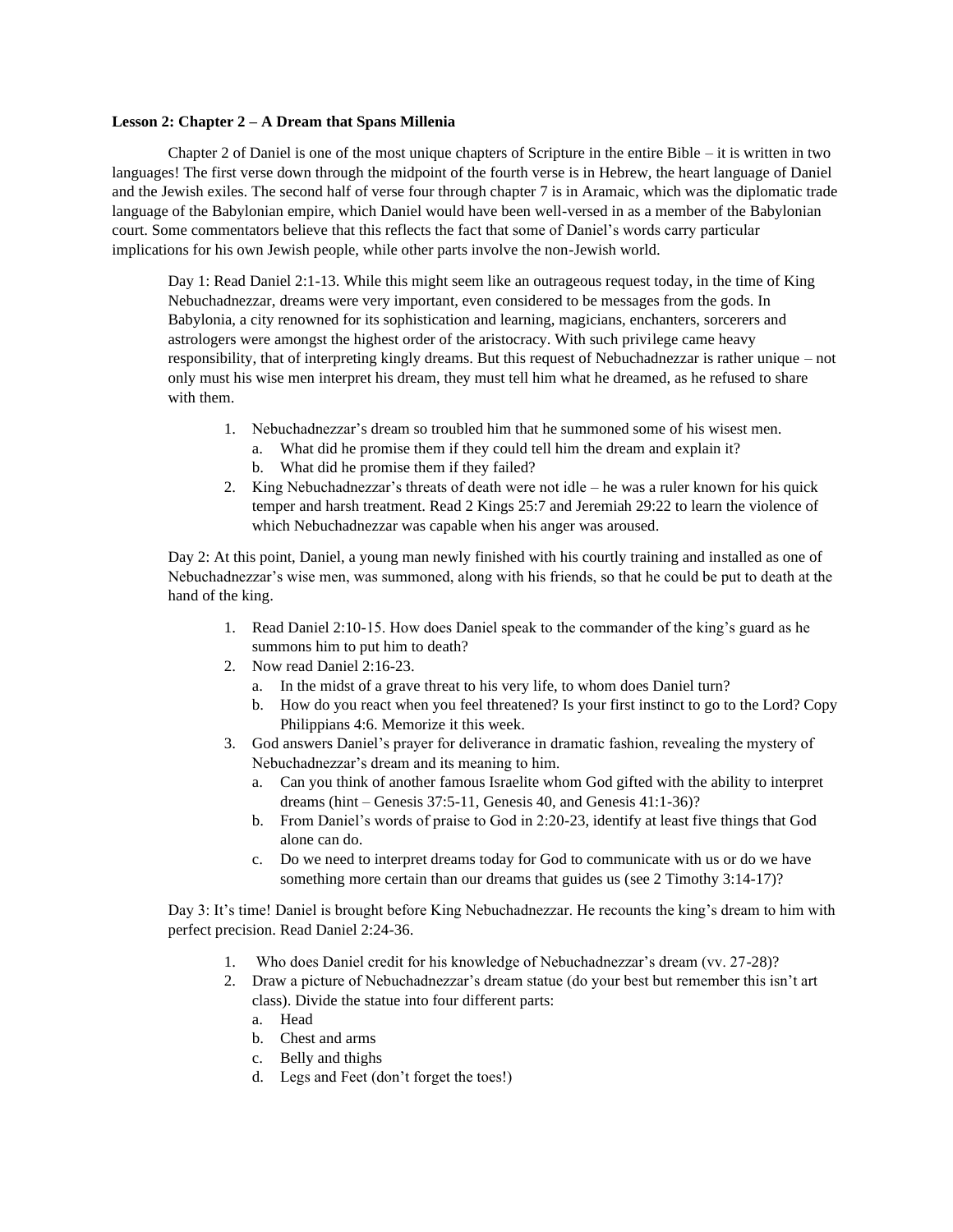**Lesson 2: Chapter 2 – A Dream that Spans Millenia**

Chapter 2 of Daniel is one of the most unique chapters of Scripture in the entire Bible – it is written in two languages! The first verse down through the midpoint of the fourth verse is in Hebrew, the heart language of Daniel and the Jewish exiles. The second half of verse four through chapter 7 is in Aramaic, which was the diplomatic trade language of the Babylonian empire, which Daniel would have been well-versed in as a member of the Babylonian court. Some commentators believe that this reflects the fact that some of Daniel's words carry particular implications for his own Jewish people, while other parts involve the non-Jewish world.

Day 1: Read Daniel 2:1-13. While this might seem like an outrageous request today, in the time of King Nebuchadnezzar, dreams were very important, even considered to be messages from the gods. In Babylonia, a city renowned for its sophistication and learning, magicians, enchanters, sorcerers and astrologers were amongst the highest order of the aristocracy. With such privilege came heavy responsibility, that of interpreting kingly dreams. But this request of Nebuchadnezzar is rather unique – not only must his wise men interpret his dream, they must tell him what he dreamed, as he refused to share with them.

1. Nebuchadnezzar's dream so troubled him that he summoned some of his wisest men.
   a. What did he promise them if they could tell him the dream and explain it?
   b. What did he promise them if they failed?
2. King Nebuchadnezzar's threats of death were not idle – he was a ruler known for his quick temper and harsh treatment. Read 2 Kings 25:7 and Jeremiah 29:22 to learn the violence of which Nebuchadnezzar was capable when his anger was aroused.

Day 2: At this point, Daniel, a young man newly finished with his courtly training and installed as one of Nebuchadnezzar's wise men, was summoned, along with his friends, so that he could be put to death at the hand of the king.

1. Read Daniel 2:10-15. How does Daniel speak to the commander of the king's guard as he summons him to put him to death?
2. Now read Daniel 2:16-23.
   a. In the midst of a grave threat to his very life, to whom does Daniel turn?
   b. How do you react when you feel threatened? Is your first instinct to go to the Lord? Copy Philippians 4:6. Memorize it this week.
3. God answers Daniel's prayer for deliverance in dramatic fashion, revealing the mystery of Nebuchadnezzar's dream and its meaning to him.
   a. Can you think of another famous Israelite whom God gifted with the ability to interpret dreams (hint – Genesis 37:5-11, Genesis 40, and Genesis 41:1-36)?
   b. From Daniel's words of praise to God in 2:20-23, identify at least five things that God alone can do.
   c. Do we need to interpret dreams today for God to communicate with us or do we have something more certain than our dreams that guides us (see 2 Timothy 3:14-17)?

Day 3: It's time! Daniel is brought before King Nebuchadnezzar. He recounts the king's dream to him with perfect precision. Read Daniel 2:24-36.

1. Who does Daniel credit for his knowledge of Nebuchadnezzar's dream (vv. 27-28)?
2. Draw a picture of Nebuchadnezzar's dream statue (do your best but remember this isn't art class). Divide the statue into four different parts:
   a. Head
   b. Chest and arms
   c. Belly and thighs
   d. Legs and Feet (don't forget the toes!)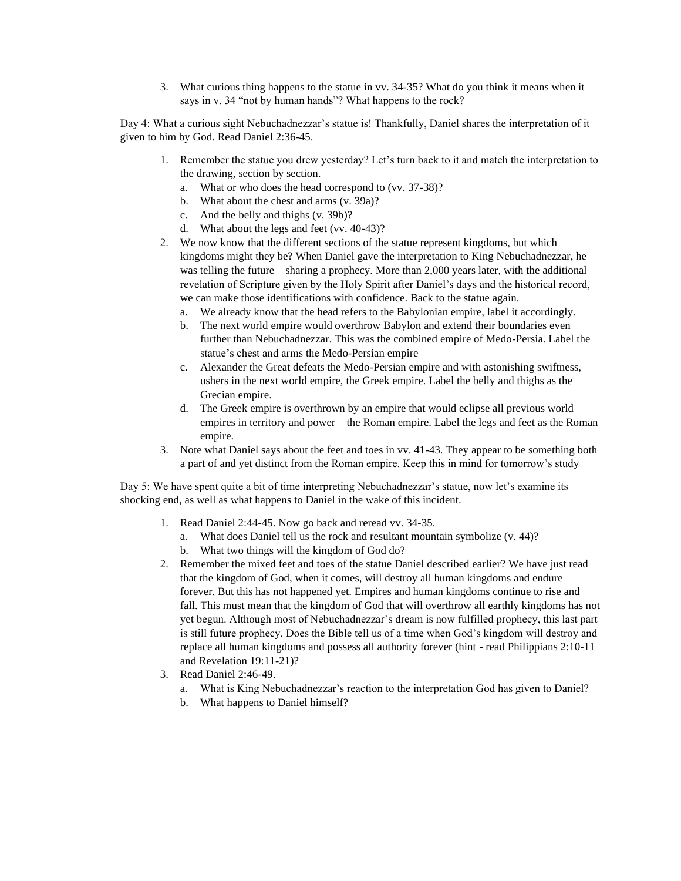3. What curious thing happens to the statue in vv. 34-35? What do you think it means when it says in v. 34 "not by human hands"? What happens to the rock?

Day 4: What a curious sight Nebuchadnezzar's statue is! Thankfully, Daniel shares the interpretation of it given to him by God. Read Daniel 2:36-45.

1. Remember the statue you drew yesterday? Let's turn back to it and match the interpretation to the drawing, section by section.
   a. What or who does the head correspond to (vv. 37-38)?
   b. What about the chest and arms (v. 39a)?
   c. And the belly and thighs (v. 39b)?
   d. What about the legs and feet (vv. 40-43)?
2. We now know that the different sections of the statue represent kingdoms, but which kingdoms might they be? When Daniel gave the interpretation to King Nebuchadnezzar, he was telling the future – sharing a prophecy. More than 2,000 years later, with the additional revelation of Scripture given by the Holy Spirit after Daniel's days and the historical record, we can make those identifications with confidence. Back to the statue again.
   a. We already know that the head refers to the Babylonian empire, label it accordingly.
   b. The next world empire would overthrow Babylon and extend their boundaries even further than Nebuchadnezzar. This was the combined empire of Medo-Persia. Label the statue's chest and arms the Medo-Persian empire
   c. Alexander the Great defeats the Medo-Persian empire and with astonishing swiftness, ushers in the next world empire, the Greek empire. Label the belly and thighs as the Grecian empire.
   d. The Greek empire is overthrown by an empire that would eclipse all previous world empires in territory and power – the Roman empire. Label the legs and feet as the Roman empire.
3. Note what Daniel says about the feet and toes in vv. 41-43. They appear to be something both a part of and yet distinct from the Roman empire. Keep this in mind for tomorrow's study

Day 5: We have spent quite a bit of time interpreting Nebuchadnezzar's statue, now let's examine its shocking end, as well as what happens to Daniel in the wake of this incident.

1. Read Daniel 2:44-45. Now go back and reread vv. 34-35.
   a. What does Daniel tell us the rock and resultant mountain symbolize (v. 44)?
   b. What two things will the kingdom of God do?
2. Remember the mixed feet and toes of the statue Daniel described earlier? We have just read that the kingdom of God, when it comes, will destroy all human kingdoms and endure forever. But this has not happened yet. Empires and human kingdoms continue to rise and fall. This must mean that the kingdom of God that will overthrow all earthly kingdoms has not yet begun. Although most of Nebuchadnezzar's dream is now fulfilled prophecy, this last part is still future prophecy. Does the Bible tell us of a time when God's kingdom will destroy and replace all human kingdoms and possess all authority forever (hint - read Philippians 2:10-11 and Revelation 19:11-21)?
3. Read Daniel 2:46-49.
   a. What is King Nebuchadnezzar's reaction to the interpretation God has given to Daniel?
   b. What happens to Daniel himself?